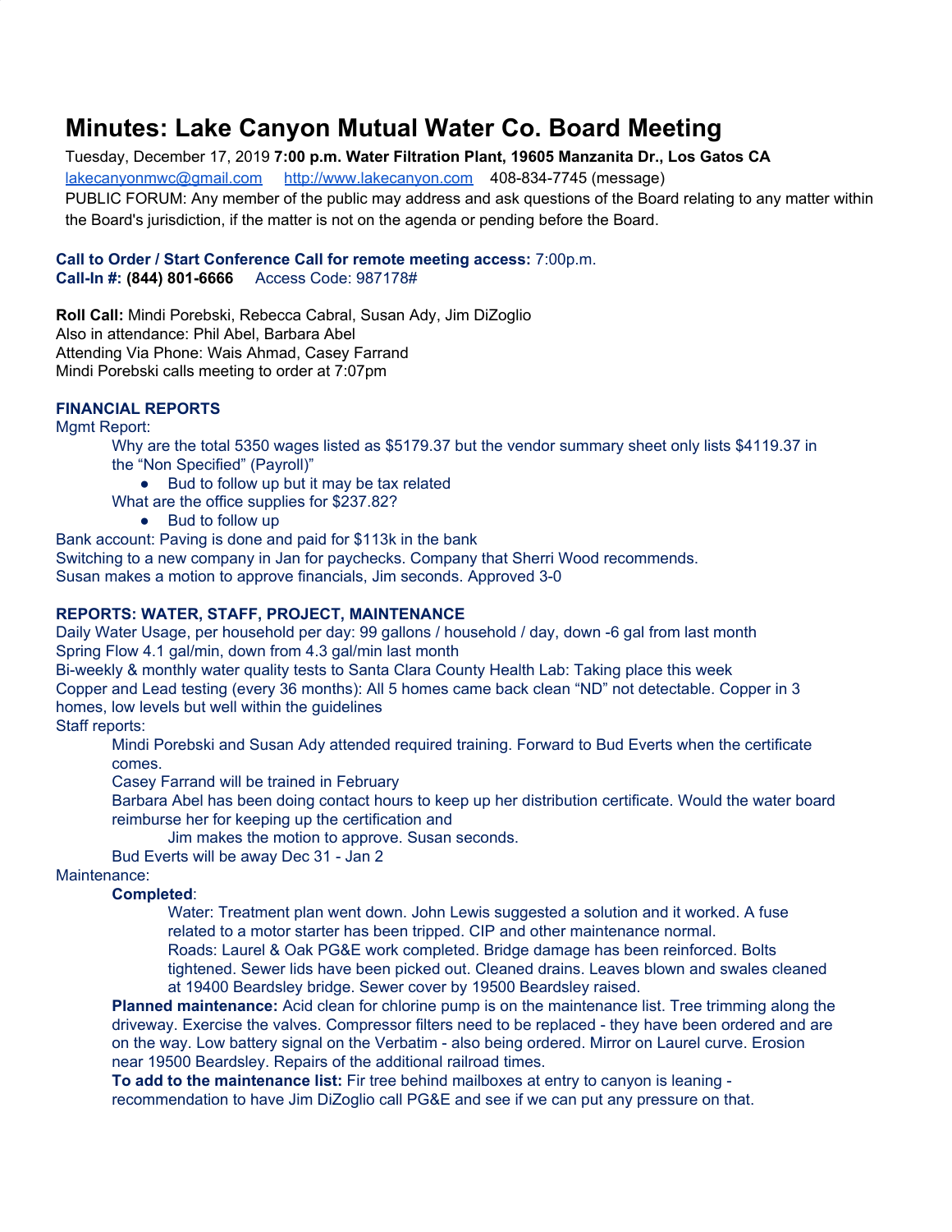# Minutes: Lake Canyon Mutual Water Co. Board Meeting

Tuesday, December 17, 2019 **7:00 p.m. Water Filtration Plant, 19605 Manzanita Dr., Los Gatos CA**
lakecanyonmwc@gmail.com http://www.lakecanyon.com 408-834-7745 (message)
PUBLIC FORUM: Any member of the public may address and ask questions of the Board relating to any matter within the Board's jurisdiction, if the matter is not on the agenda or pending before the Board.

**Call to Order / Start Conference Call for remote meeting access:** 7:00p.m.
**Call-In #: (844) 801-6666** Access Code: 987178#

**Roll Call:** Mindi Porebski, Rebecca Cabral, Susan Ady, Jim DiZoglio
Also in attendance: Phil Abel, Barbara Abel
Attending Via Phone: Wais Ahmad, Casey Farrand
Mindi Porebski calls meeting to order at 7:07pm

**FINANCIAL REPORTS**

Mgmt Report:

Why are the total 5350 wages listed as $5179.37 but the vendor summary sheet only lists $4119.37 in the "Non Specified" (Payroll)"

- Bud to follow up but it may be tax related

What are the office supplies for $237.82?

- Bud to follow up

Bank account: Paving is done and paid for $113k in the bank
Switching to a new company in Jan for paychecks. Company that Sherri Wood recommends.
Susan makes a motion to approve financials, Jim seconds. Approved 3-0

**REPORTS: WATER, STAFF, PROJECT, MAINTENANCE**

Daily Water Usage, per household per day: 99 gallons / household / day, down -6 gal from last month
Spring Flow 4.1 gal/min, down from 4.3 gal/min last month
Bi-weekly & monthly water quality tests to Santa Clara County Health Lab: Taking place this week
Copper and Lead testing (every 36 months): All 5 homes came back clean "ND" not detectable. Copper in 3 homes, low levels but well within the guidelines

Staff reports:

Mindi Porebski and Susan Ady attended required training. Forward to Bud Everts when the certificate comes.

Casey Farrand will be trained in February

Barbara Abel has been doing contact hours to keep up her distribution certificate. Would the water board reimburse her for keeping up the certification and

Jim makes the motion to approve. Susan seconds.

Bud Everts will be away Dec 31 - Jan 2

Maintenance:

**Completed**:

Water: Treatment plan went down. John Lewis suggested a solution and it worked. A fuse related to a motor starter has been tripped. CIP and other maintenance normal.

Roads: Laurel & Oak PG&E work completed. Bridge damage has been reinforced. Bolts tightened. Sewer lids have been picked out. Cleaned drains. Leaves blown and swales cleaned at 19400 Beardsley bridge. Sewer cover by 19500 Beardsley raised.

**Planned maintenance:** Acid clean for chlorine pump is on the maintenance list. Tree trimming along the driveway. Exercise the valves. Compressor filters need to be replaced - they have been ordered and are on the way. Low battery signal on the Verbatim - also being ordered. Mirror on Laurel curve. Erosion near 19500 Beardsley. Repairs of the additional railroad times.

**To add to the maintenance list:** Fir tree behind mailboxes at entry to canyon is leaning - recommendation to have Jim DiZoglio call PG&E and see if we can put any pressure on that.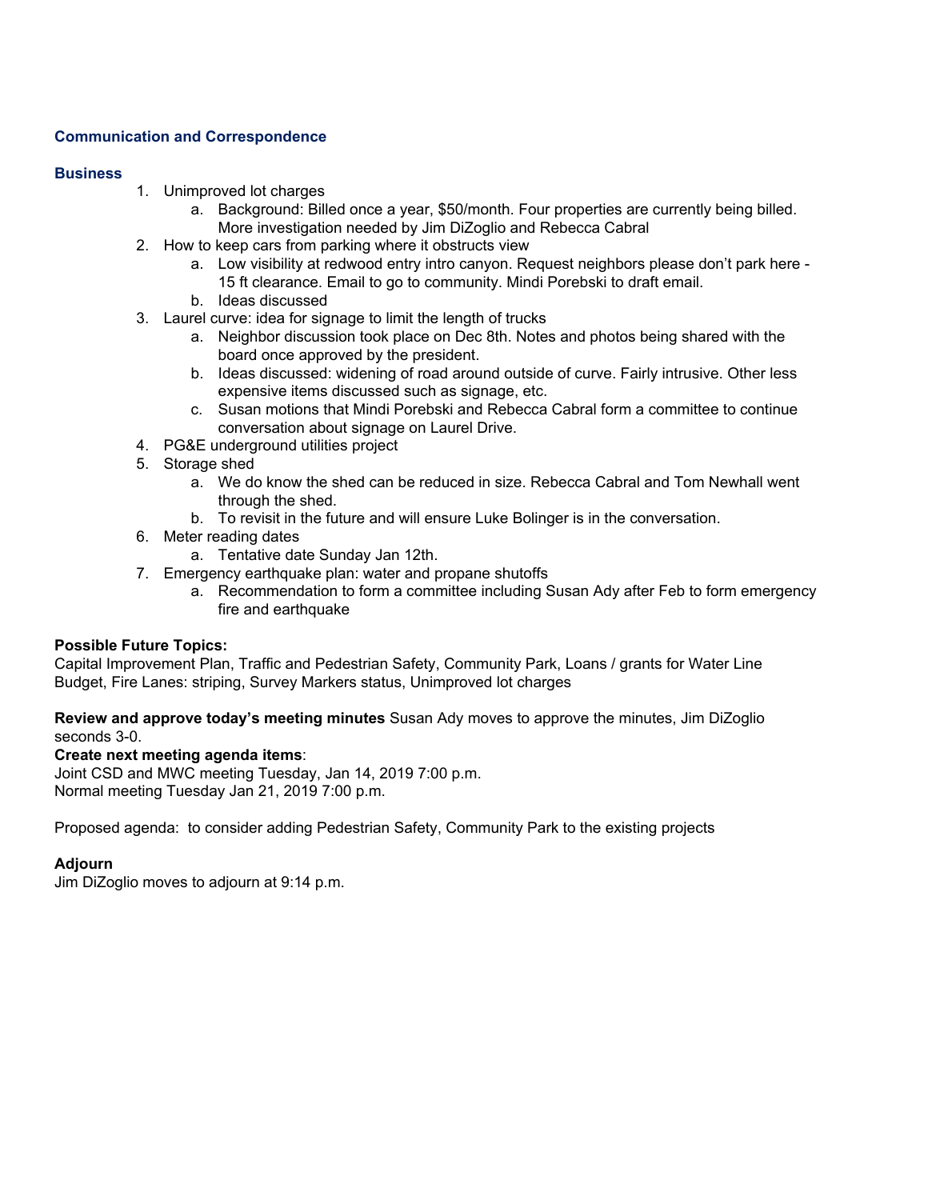### Communication and Correspondence

### Business

1. Unimproved lot charges
   a. Background: Billed once a year, $50/month. Four properties are currently being billed. More investigation needed by Jim DiZoglio and Rebecca Cabral
2. How to keep cars from parking where it obstructs view
   a. Low visibility at redwood entry intro canyon. Request neighbors please don't park here - 15 ft clearance. Email to go to community. Mindi Porebski to draft email.
   b. Ideas discussed
3. Laurel curve: idea for signage to limit the length of trucks
   a. Neighbor discussion took place on Dec 8th. Notes and photos being shared with the board once approved by the president.
   b. Ideas discussed: widening of road around outside of curve. Fairly intrusive. Other less expensive items discussed such as signage, etc.
   c. Susan motions that Mindi Porebski and Rebecca Cabral form a committee to continue conversation about signage on Laurel Drive.
4. PG&E underground utilities project
5. Storage shed
   a. We do know the shed can be reduced in size. Rebecca Cabral and Tom Newhall went through the shed.
   b. To revisit in the future and will ensure Luke Bolinger is in the conversation.
6. Meter reading dates
   a. Tentative date Sunday Jan 12th.
7. Emergency earthquake plan: water and propane shutoffs
   a. Recommendation to form a committee including Susan Ady after Feb to form emergency fire and earthquake

**Possible Future Topics:**
Capital Improvement Plan, Traffic and Pedestrian Safety, Community Park, Loans / grants for Water Line Budget, Fire Lanes: striping, Survey Markers status, Unimproved lot charges

**Review and approve today's meeting minutes** Susan Ady moves to approve the minutes, Jim DiZoglio seconds 3-0.

**Create next meeting agenda items**:
Joint CSD and MWC meeting Tuesday, Jan 14, 2019 7:00 p.m.
Normal meeting Tuesday Jan 21, 2019 7:00 p.m.

Proposed agenda: to consider adding Pedestrian Safety, Community Park to the existing projects

**Adjourn**
Jim DiZoglio moves to adjourn at 9:14 p.m.